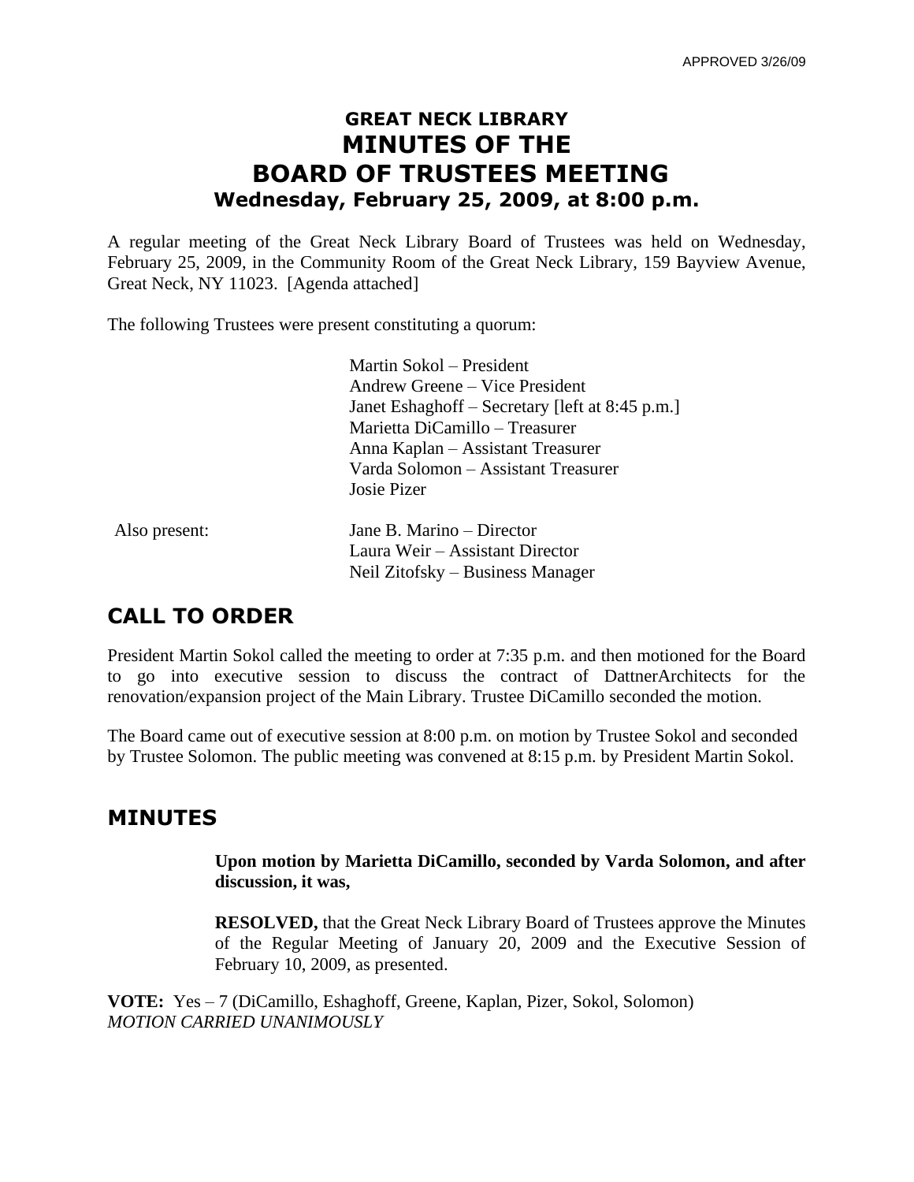APPROVED 3/26/09

# GREAT NECK LIBRARY
# MINUTES OF THE
# BOARD OF TRUSTEES MEETING
## Wednesday, February 25, 2009, at 8:00 p.m.

A regular meeting of the Great Neck Library Board of Trustees was held on Wednesday, February 25, 2009, in the Community Room of the Great Neck Library, 159 Bayview Avenue, Great Neck, NY 11023. [Agenda attached]

The following Trustees were present constituting a quorum:

Martin Sokol – President
Andrew Greene – Vice President
Janet Eshaghoff – Secretary [left at 8:45 p.m.]
Marietta DiCamillo – Treasurer
Anna Kaplan – Assistant Treasurer
Varda Solomon – Assistant Treasurer
Josie Pizer

Also present:

Jane B. Marino – Director
Laura Weir – Assistant Director
Neil Zitofsky – Business Manager

## CALL TO ORDER

President Martin Sokol called the meeting to order at 7:35 p.m. and then motioned for the Board to go into executive session to discuss the contract of DattnerArchitects for the renovation/expansion project of the Main Library. Trustee DiCamillo seconded the motion.

The Board came out of executive session at 8:00 p.m. on motion by Trustee Sokol and seconded by Trustee Solomon. The public meeting was convened at 8:15 p.m. by President Martin Sokol.

## MINUTES

**Upon motion by Marietta DiCamillo, seconded by Varda Solomon, and after discussion, it was,**

**RESOLVED,** that the Great Neck Library Board of Trustees approve the Minutes of the Regular Meeting of January 20, 2009 and the Executive Session of February 10, 2009, as presented.

**VOTE:** Yes – 7 (DiCamillo, Eshaghoff, Greene, Kaplan, Pizer, Sokol, Solomon)
*MOTION CARRIED UNANIMOUSLY*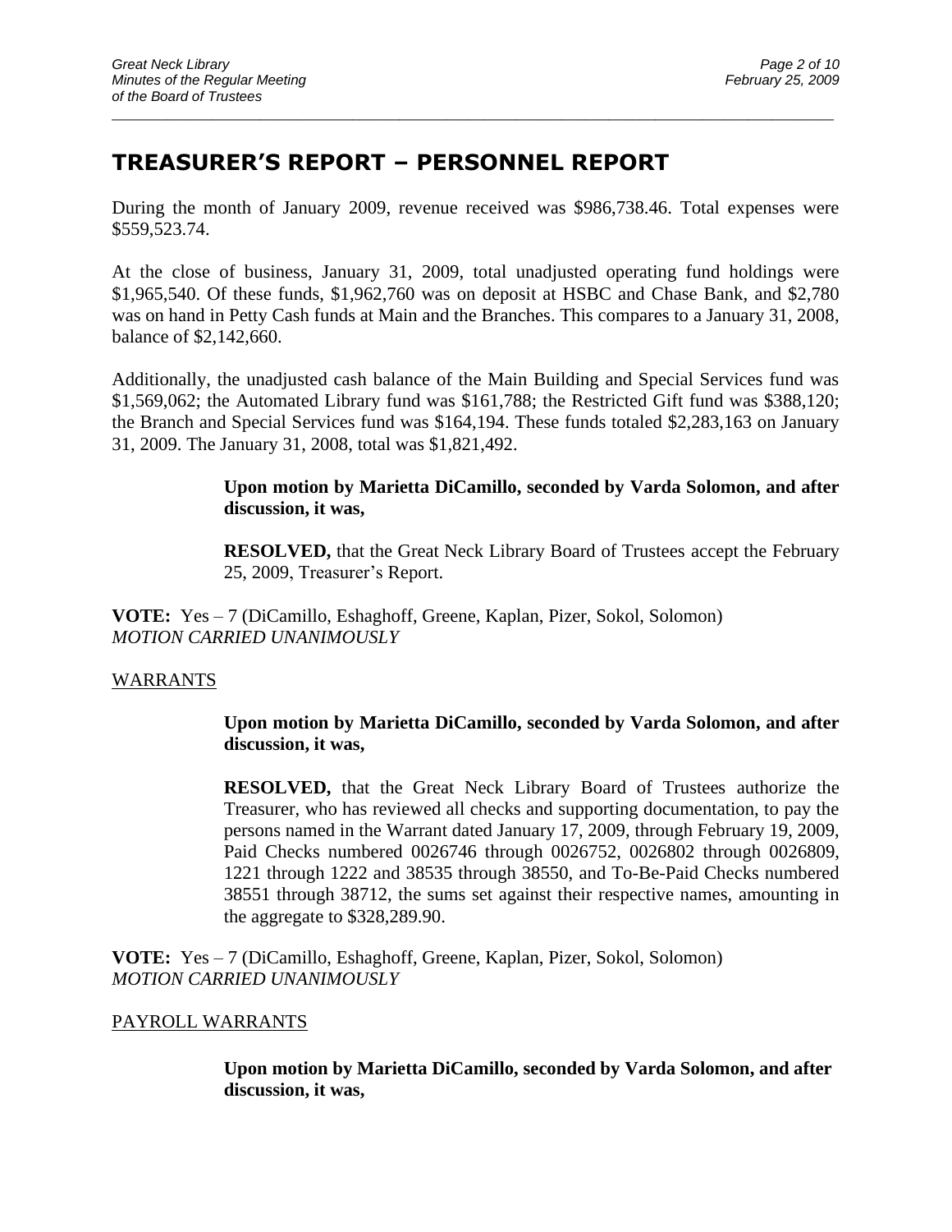## TREASURER'S REPORT – PERSONNEL REPORT

During the month of January 2009, revenue received was $986,738.46. Total expenses were $559,523.74.

At the close of business, January 31, 2009, total unadjusted operating fund holdings were $1,965,540. Of these funds, $1,962,760 was on deposit at HSBC and Chase Bank, and $2,780 was on hand in Petty Cash funds at Main and the Branches. This compares to a January 31, 2008, balance of $2,142,660.

Additionally, the unadjusted cash balance of the Main Building and Special Services fund was $1,569,062; the Automated Library fund was $161,788; the Restricted Gift fund was $388,120; the Branch and Special Services fund was $164,194. These funds totaled $2,283,163 on January 31, 2009. The January 31, 2008, total was $1,821,492.

> **Upon motion by Marietta DiCamillo, seconded by Varda Solomon, and after discussion, it was,**
>
> **RESOLVED,** that the Great Neck Library Board of Trustees accept the February 25, 2009, Treasurer's Report.

**VOTE:** Yes – 7 (DiCamillo, Eshaghoff, Greene, Kaplan, Pizer, Sokol, Solomon)
*MOTION CARRIED UNANIMOUSLY*

WARRANTS

> **Upon motion by Marietta DiCamillo, seconded by Varda Solomon, and after discussion, it was,**
>
> **RESOLVED,** that the Great Neck Library Board of Trustees authorize the Treasurer, who has reviewed all checks and supporting documentation, to pay the persons named in the Warrant dated January 17, 2009, through February 19, 2009, Paid Checks numbered 0026746 through 0026752, 0026802 through 0026809, 1221 through 1222 and 38535 through 38550, and To-Be-Paid Checks numbered 38551 through 38712, the sums set against their respective names, amounting in the aggregate to $328,289.90.

**VOTE:** Yes – 7 (DiCamillo, Eshaghoff, Greene, Kaplan, Pizer, Sokol, Solomon)
*MOTION CARRIED UNANIMOUSLY*

PAYROLL WARRANTS

> **Upon motion by Marietta DiCamillo, seconded by Varda Solomon, and after discussion, it was,**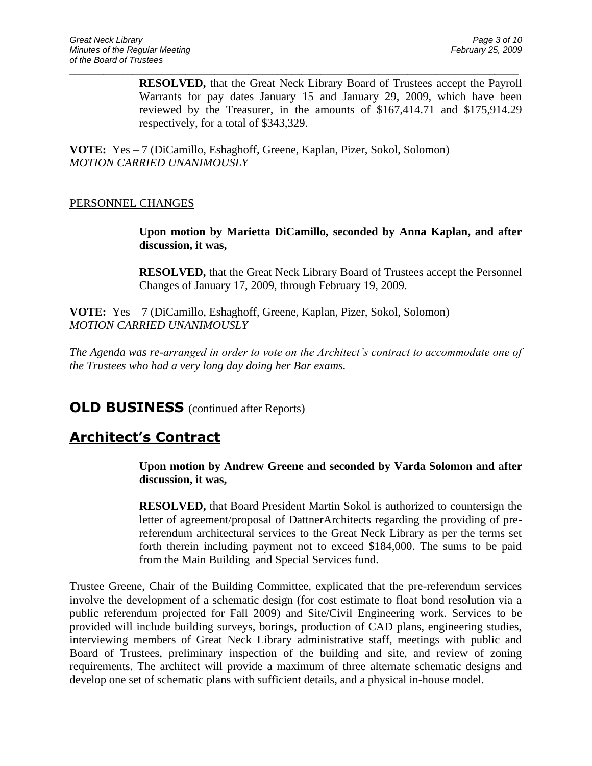**RESOLVED,** that the Great Neck Library Board of Trustees accept the Payroll Warrants for pay dates January 15 and January 29, 2009, which have been reviewed by the Treasurer, in the amounts of $167,414.71 and $175,914.29 respectively, for a total of $343,329.

**VOTE:** Yes – 7 (DiCamillo, Eshaghoff, Greene, Kaplan, Pizer, Sokol, Solomon)
*MOTION CARRIED UNANIMOUSLY*

PERSONNEL CHANGES

**Upon motion by Marietta DiCamillo, seconded by Anna Kaplan, and after discussion, it was,**

**RESOLVED,** that the Great Neck Library Board of Trustees accept the Personnel Changes of January 17, 2009, through February 19, 2009.

**VOTE:** Yes – 7 (DiCamillo, Eshaghoff, Greene, Kaplan, Pizer, Sokol, Solomon)
*MOTION CARRIED UNANIMOUSLY*

*The Agenda was re-arranged in order to vote on the Architect's contract to accommodate one of the Trustees who had a very long day doing her Bar exams.*

## OLD BUSINESS (continued after Reports)

## Architect's Contract

**Upon motion by Andrew Greene and seconded by Varda Solomon and after discussion, it was,**

**RESOLVED,** that Board President Martin Sokol is authorized to countersign the letter of agreement/proposal of DattnerArchitects regarding the providing of pre-referendum architectural services to the Great Neck Library as per the terms set forth therein including payment not to exceed $184,000. The sums to be paid from the Main Building and Special Services fund.

Trustee Greene, Chair of the Building Committee, explicated that the pre-referendum services involve the development of a schematic design (for cost estimate to float bond resolution via a public referendum projected for Fall 2009) and Site/Civil Engineering work. Services to be provided will include building surveys, borings, production of CAD plans, engineering studies, interviewing members of Great Neck Library administrative staff, meetings with public and Board of Trustees, preliminary inspection of the building and site, and review of zoning requirements. The architect will provide a maximum of three alternate schematic designs and develop one set of schematic plans with sufficient details, and a physical in-house model.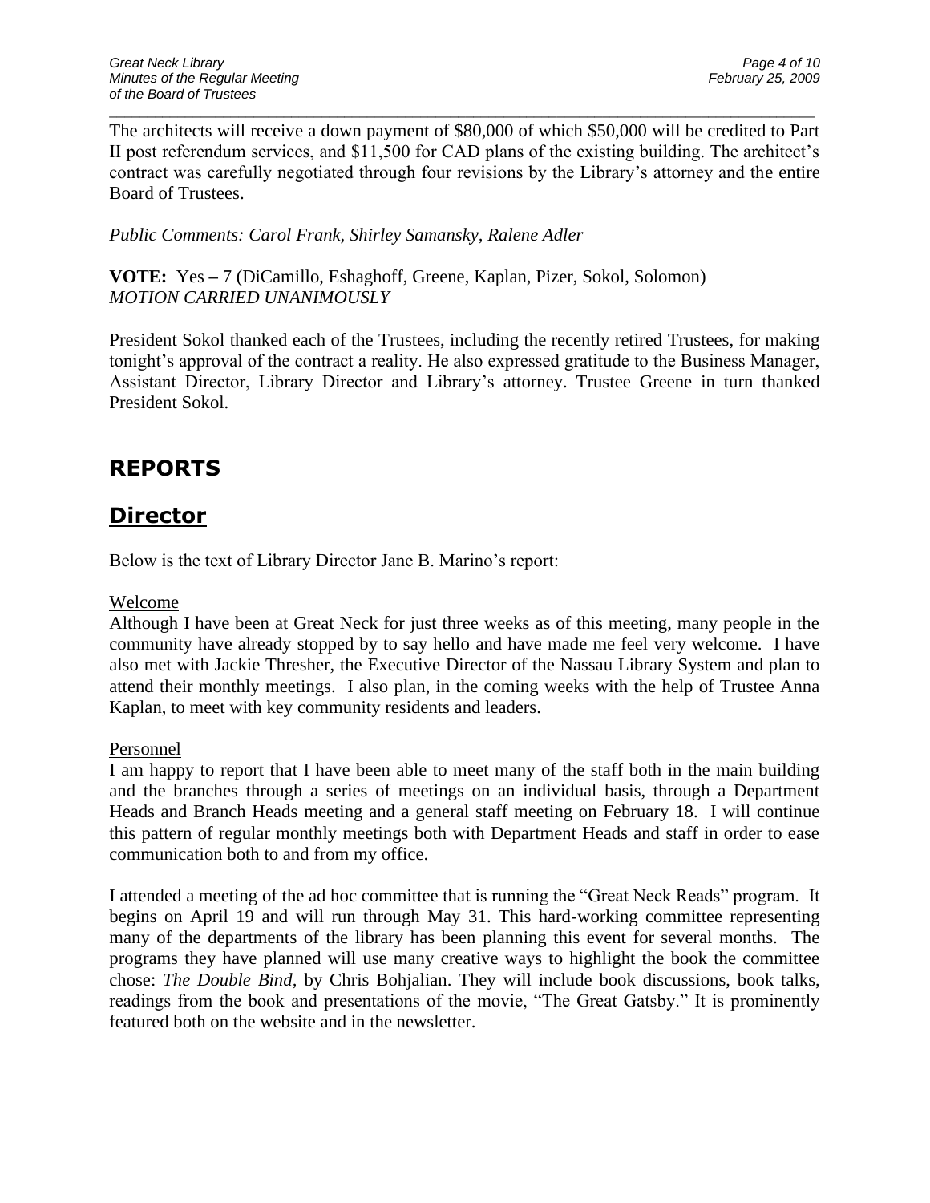The architects will receive a down payment of $80,000 of which $50,000 will be credited to Part II post referendum services, and $11,500 for CAD plans of the existing building. The architect's contract was carefully negotiated through four revisions by the Library's attorney and the entire Board of Trustees.

*Public Comments: Carol Frank, Shirley Samansky, Ralene Adler*

**VOTE:** Yes – 7 (DiCamillo, Eshaghoff, Greene, Kaplan, Pizer, Sokol, Solomon)
*MOTION CARRIED UNANIMOUSLY*

President Sokol thanked each of the Trustees, including the recently retired Trustees, for making tonight's approval of the contract a reality. He also expressed gratitude to the Business Manager, Assistant Director, Library Director and Library's attorney. Trustee Greene in turn thanked President Sokol.

# REPORTS

## Director

Below is the text of Library Director Jane B. Marino's report:

Welcome

Although I have been at Great Neck for just three weeks as of this meeting, many people in the community have already stopped by to say hello and have made me feel very welcome. I have also met with Jackie Thresher, the Executive Director of the Nassau Library System and plan to attend their monthly meetings. I also plan, in the coming weeks with the help of Trustee Anna Kaplan, to meet with key community residents and leaders.

Personnel

I am happy to report that I have been able to meet many of the staff both in the main building and the branches through a series of meetings on an individual basis, through a Department Heads and Branch Heads meeting and a general staff meeting on February 18. I will continue this pattern of regular monthly meetings both with Department Heads and staff in order to ease communication both to and from my office.

I attended a meeting of the ad hoc committee that is running the "Great Neck Reads" program. It begins on April 19 and will run through May 31. This hard-working committee representing many of the departments of the library has been planning this event for several months. The programs they have planned will use many creative ways to highlight the book the committee chose: *The Double Bind*, by Chris Bohjalian. They will include book discussions, book talks, readings from the book and presentations of the movie, "The Great Gatsby." It is prominently featured both on the website and in the newsletter.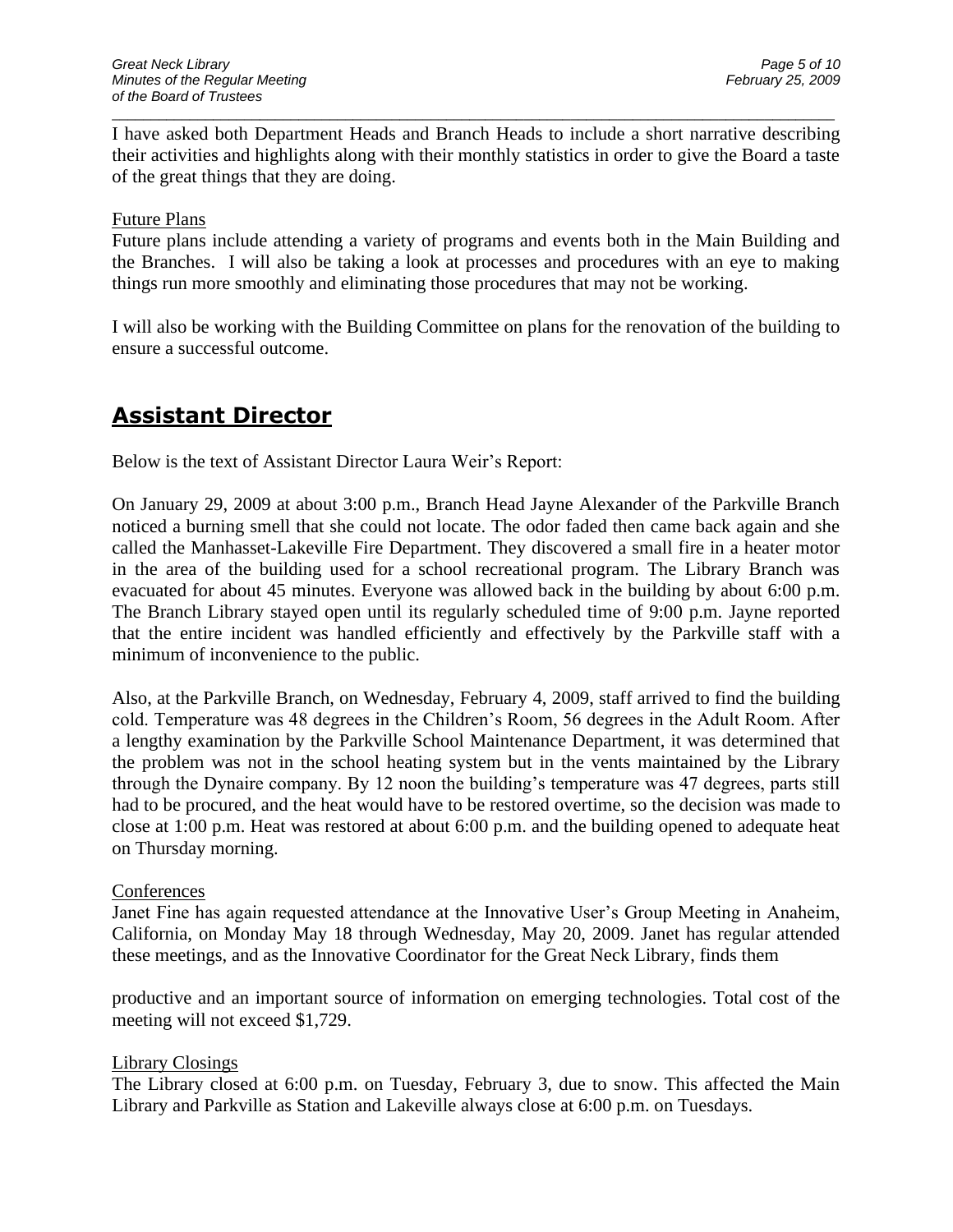I have asked both Department Heads and Branch Heads to include a short narrative describing their activities and highlights along with their monthly statistics in order to give the Board a taste of the great things that they are doing.

Future Plans

Future plans include attending a variety of programs and events both in the Main Building and the Branches. I will also be taking a look at processes and procedures with an eye to making things run more smoothly and eliminating those procedures that may not be working.

I will also be working with the Building Committee on plans for the renovation of the building to ensure a successful outcome.

## Assistant Director

Below is the text of Assistant Director Laura Weir's Report:

On January 29, 2009 at about 3:00 p.m., Branch Head Jayne Alexander of the Parkville Branch noticed a burning smell that she could not locate. The odor faded then came back again and she called the Manhasset-Lakeville Fire Department. They discovered a small fire in a heater motor in the area of the building used for a school recreational program. The Library Branch was evacuated for about 45 minutes. Everyone was allowed back in the building by about 6:00 p.m. The Branch Library stayed open until its regularly scheduled time of 9:00 p.m. Jayne reported that the entire incident was handled efficiently and effectively by the Parkville staff with a minimum of inconvenience to the public.

Also, at the Parkville Branch, on Wednesday, February 4, 2009, staff arrived to find the building cold. Temperature was 48 degrees in the Children's Room, 56 degrees in the Adult Room. After a lengthy examination by the Parkville School Maintenance Department, it was determined that the problem was not in the school heating system but in the vents maintained by the Library through the Dynaire company. By 12 noon the building's temperature was 47 degrees, parts still had to be procured, and the heat would have to be restored overtime, so the decision was made to close at 1:00 p.m. Heat was restored at about 6:00 p.m. and the building opened to adequate heat on Thursday morning.

Conferences

Janet Fine has again requested attendance at the Innovative User's Group Meeting in Anaheim, California, on Monday May 18 through Wednesday, May 20, 2009. Janet has regular attended these meetings, and as the Innovative Coordinator for the Great Neck Library, finds them productive and an important source of information on emerging technologies. Total cost of the meeting will not exceed $1,729.

Library Closings

The Library closed at 6:00 p.m. on Tuesday, February 3, due to snow. This affected the Main Library and Parkville as Station and Lakeville always close at 6:00 p.m. on Tuesdays.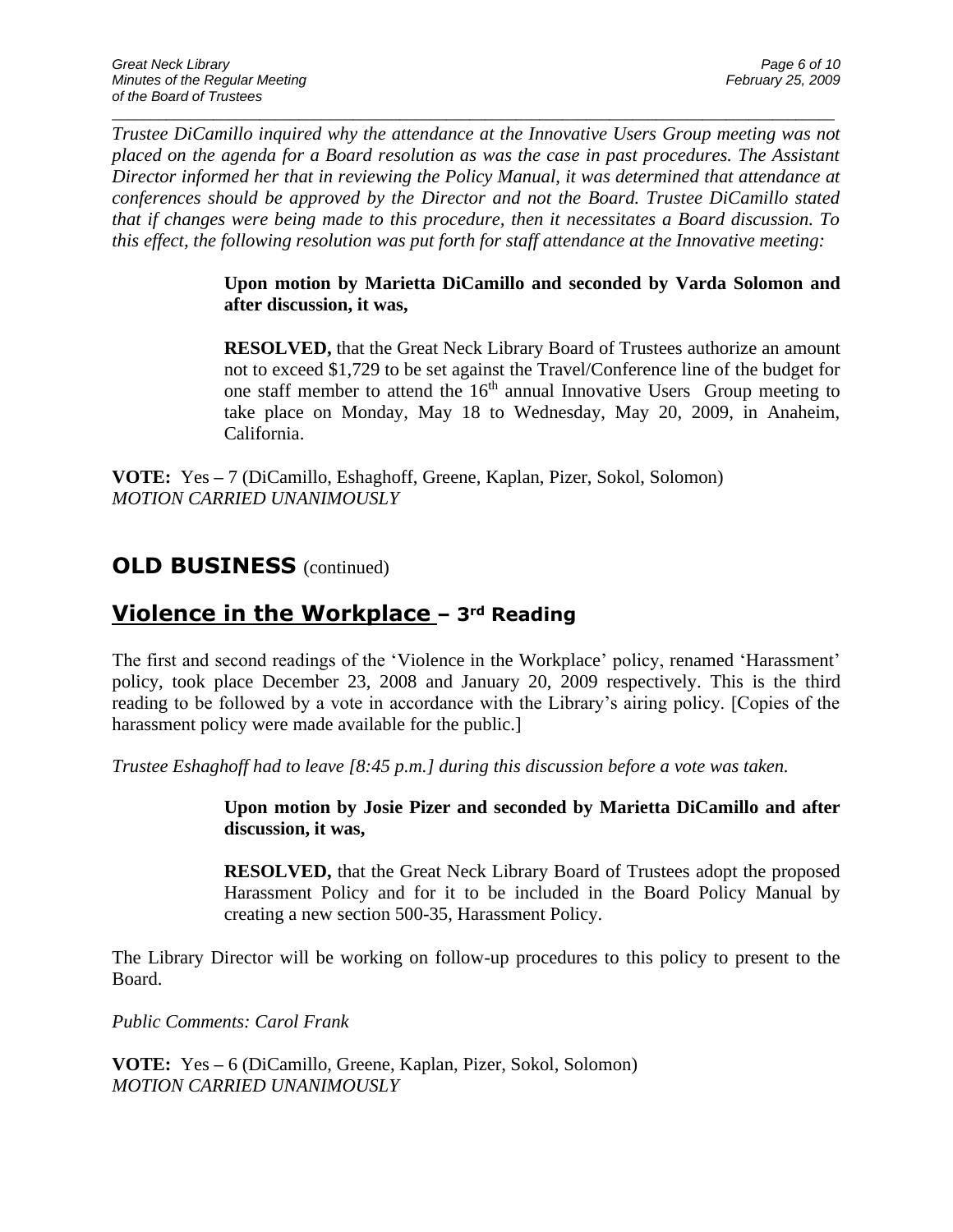*Trustee DiCamillo inquired why the attendance at the Innovative Users Group meeting was not placed on the agenda for a Board resolution as was the case in past procedures. The Assistant Director informed her that in reviewing the Policy Manual, it was determined that attendance at conferences should be approved by the Director and not the Board. Trustee DiCamillo stated that if changes were being made to this procedure, then it necessitates a Board discussion. To this effect, the following resolution was put forth for staff attendance at the Innovative meeting:*

> **Upon motion by Marietta DiCamillo and seconded by Varda Solomon and after discussion, it was,**
>
> **RESOLVED,** that the Great Neck Library Board of Trustees authorize an amount not to exceed $1,729 to be set against the Travel/Conference line of the budget for one staff member to attend the 16th annual Innovative Users Group meeting to take place on Monday, May 18 to Wednesday, May 20, 2009, in Anaheim, California.

**VOTE:** Yes – 7 (DiCamillo, Eshaghoff, Greene, Kaplan, Pizer, Sokol, Solomon)
*MOTION CARRIED UNANIMOUSLY*

## OLD BUSINESS (continued)

## Violence in the Workplace – 3rd Reading

The first and second readings of the 'Violence in the Workplace' policy, renamed 'Harassment' policy, took place December 23, 2008 and January 20, 2009 respectively. This is the third reading to be followed by a vote in accordance with the Library's airing policy. [Copies of the harassment policy were made available for the public.]

*Trustee Eshaghoff had to leave [8:45 p.m.] during this discussion before a vote was taken.*

> **Upon motion by Josie Pizer and seconded by Marietta DiCamillo and after discussion, it was,**
>
> **RESOLVED,** that the Great Neck Library Board of Trustees adopt the proposed Harassment Policy and for it to be included in the Board Policy Manual by creating a new section 500-35, Harassment Policy.

The Library Director will be working on follow-up procedures to this policy to present to the Board.

*Public Comments: Carol Frank*

**VOTE:** Yes – 6 (DiCamillo, Greene, Kaplan, Pizer, Sokol, Solomon)
*MOTION CARRIED UNANIMOUSLY*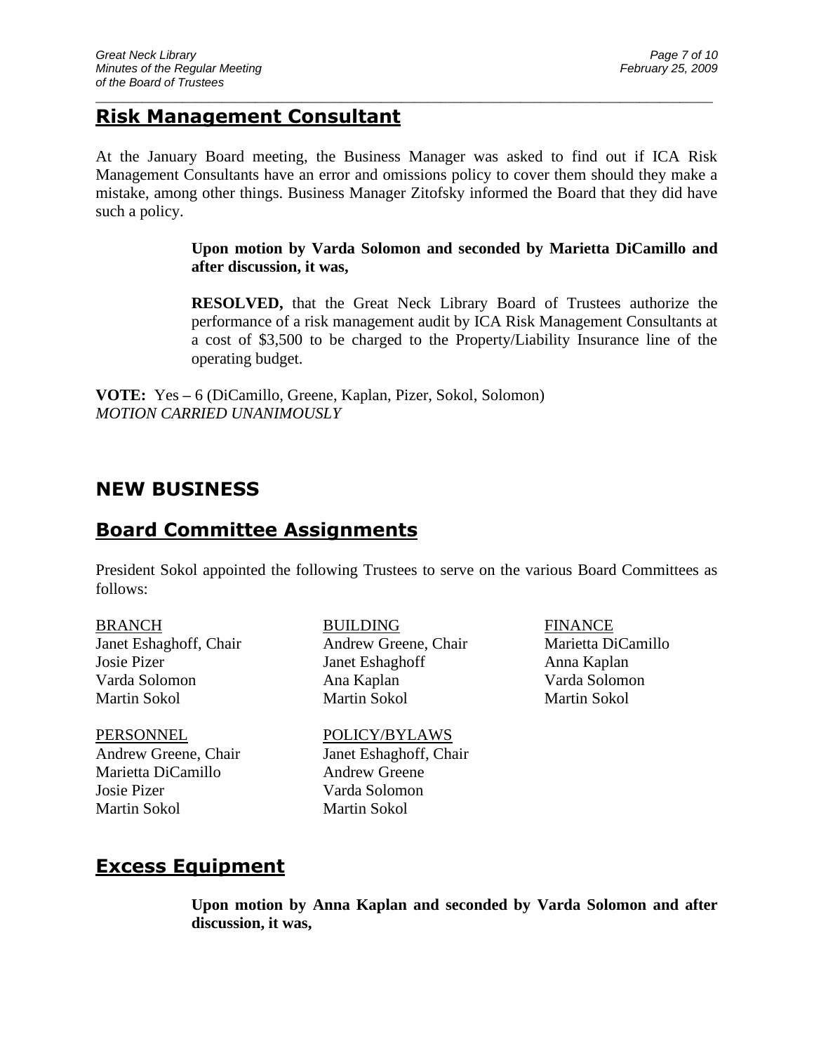## Risk Management Consultant

At the January Board meeting, the Business Manager was asked to find out if ICA Risk Management Consultants have an error and omissions policy to cover them should they make a mistake, among other things. Business Manager Zitofsky informed the Board that they did have such a policy.

> **Upon motion by Varda Solomon and seconded by Marietta DiCamillo and after discussion, it was,**
>
> **RESOLVED,** that the Great Neck Library Board of Trustees authorize the performance of a risk management audit by ICA Risk Management Consultants at a cost of $3,500 to be charged to the Property/Liability Insurance line of the operating budget.

**VOTE:** Yes – 6 (DiCamillo, Greene, Kaplan, Pizer, Sokol, Solomon)
*MOTION CARRIED UNANIMOUSLY*

# NEW BUSINESS

## Board Committee Assignments

President Sokol appointed the following Trustees to serve on the various Board Committees as follows:

BRANCH
Janet Eshaghoff, Chair
Josie Pizer
Varda Solomon
Martin Sokol

BUILDING
Andrew Greene, Chair
Janet Eshaghoff
Ana Kaplan
Martin Sokol

FINANCE
Marietta DiCamillo
Anna Kaplan
Varda Solomon
Martin Sokol

PERSONNEL
Andrew Greene, Chair
Marietta DiCamillo
Josie Pizer
Martin Sokol

POLICY/BYLAWS
Janet Eshaghoff, Chair
Andrew Greene
Varda Solomon
Martin Sokol

## Excess Equipment

> **Upon motion by Anna Kaplan and seconded by Varda Solomon and after discussion, it was,**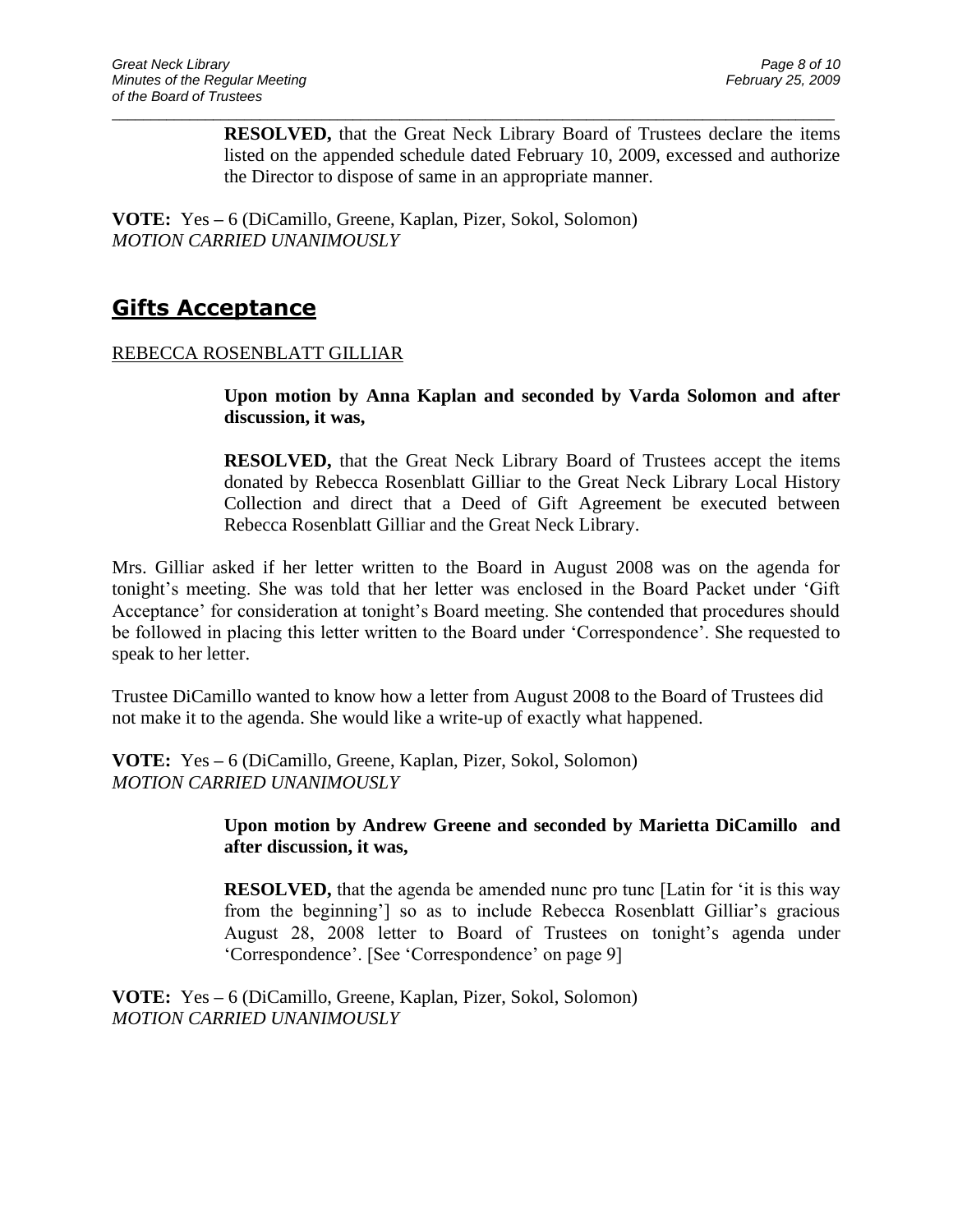**RESOLVED,** that the Great Neck Library Board of Trustees declare the items listed on the appended schedule dated February 10, 2009, excessed and authorize the Director to dispose of same in an appropriate manner.

**VOTE:** Yes – 6 (DiCamillo, Greene, Kaplan, Pizer, Sokol, Solomon)
*MOTION CARRIED UNANIMOUSLY*

## Gifts Acceptance

REBECCA ROSENBLATT GILLIAR

**Upon motion by Anna Kaplan and seconded by Varda Solomon and after discussion, it was,**

**RESOLVED,** that the Great Neck Library Board of Trustees accept the items donated by Rebecca Rosenblatt Gilliar to the Great Neck Library Local History Collection and direct that a Deed of Gift Agreement be executed between Rebecca Rosenblatt Gilliar and the Great Neck Library.

Mrs. Gilliar asked if her letter written to the Board in August 2008 was on the agenda for tonight's meeting. She was told that her letter was enclosed in the Board Packet under 'Gift Acceptance' for consideration at tonight's Board meeting. She contended that procedures should be followed in placing this letter written to the Board under 'Correspondence'. She requested to speak to her letter.

Trustee DiCamillo wanted to know how a letter from August 2008 to the Board of Trustees did not make it to the agenda. She would like a write-up of exactly what happened.

**VOTE:** Yes – 6 (DiCamillo, Greene, Kaplan, Pizer, Sokol, Solomon)
*MOTION CARRIED UNANIMOUSLY*

**Upon motion by Andrew Greene and seconded by Marietta DiCamillo and after discussion, it was,**

**RESOLVED,** that the agenda be amended nunc pro tunc [Latin for 'it is this way from the beginning'] so as to include Rebecca Rosenblatt Gilliar's gracious August 28, 2008 letter to Board of Trustees on tonight's agenda under 'Correspondence'. [See 'Correspondence' on page 9]

**VOTE:** Yes – 6 (DiCamillo, Greene, Kaplan, Pizer, Sokol, Solomon)
*MOTION CARRIED UNANIMOUSLY*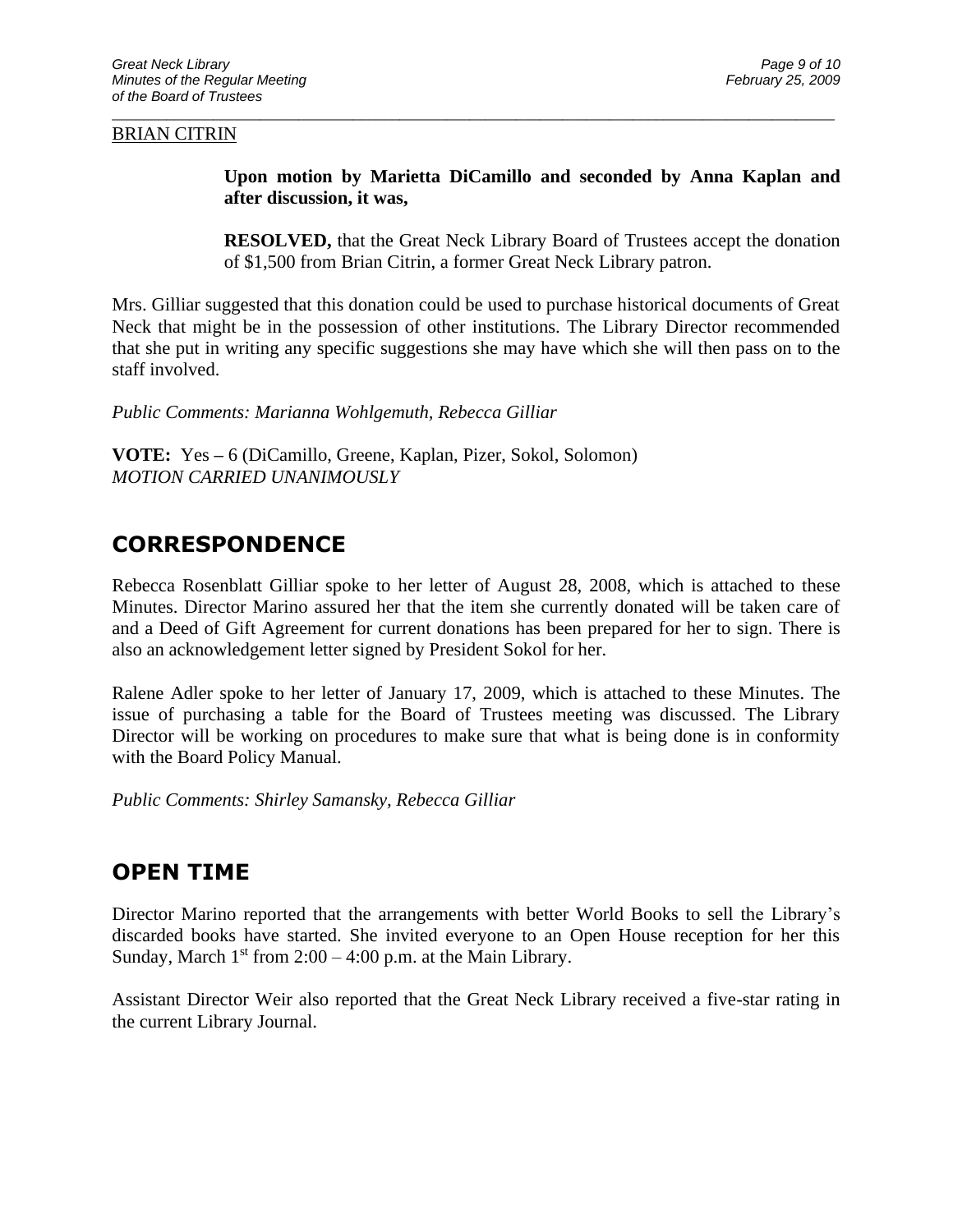BRIAN CITRIN

**Upon motion by Marietta DiCamillo and seconded by Anna Kaplan and after discussion, it was,**

**RESOLVED,** that the Great Neck Library Board of Trustees accept the donation of $1,500 from Brian Citrin, a former Great Neck Library patron.

Mrs. Gilliar suggested that this donation could be used to purchase historical documents of Great Neck that might be in the possession of other institutions. The Library Director recommended that she put in writing any specific suggestions she may have which she will then pass on to the staff involved.

*Public Comments: Marianna Wohlgemuth, Rebecca Gilliar*

**VOTE:** Yes – 6 (DiCamillo, Greene, Kaplan, Pizer, Sokol, Solomon)
*MOTION CARRIED UNANIMOUSLY*

## CORRESPONDENCE

Rebecca Rosenblatt Gilliar spoke to her letter of August 28, 2008, which is attached to these Minutes. Director Marino assured her that the item she currently donated will be taken care of and a Deed of Gift Agreement for current donations has been prepared for her to sign. There is also an acknowledgement letter signed by President Sokol for her.

Ralene Adler spoke to her letter of January 17, 2009, which is attached to these Minutes. The issue of purchasing a table for the Board of Trustees meeting was discussed. The Library Director will be working on procedures to make sure that what is being done is in conformity with the Board Policy Manual.

*Public Comments: Shirley Samansky, Rebecca Gilliar*

## OPEN TIME

Director Marino reported that the arrangements with better World Books to sell the Library's discarded books have started. She invited everyone to an Open House reception for her this Sunday, March 1st from 2:00 – 4:00 p.m. at the Main Library.

Assistant Director Weir also reported that the Great Neck Library received a five-star rating in the current Library Journal.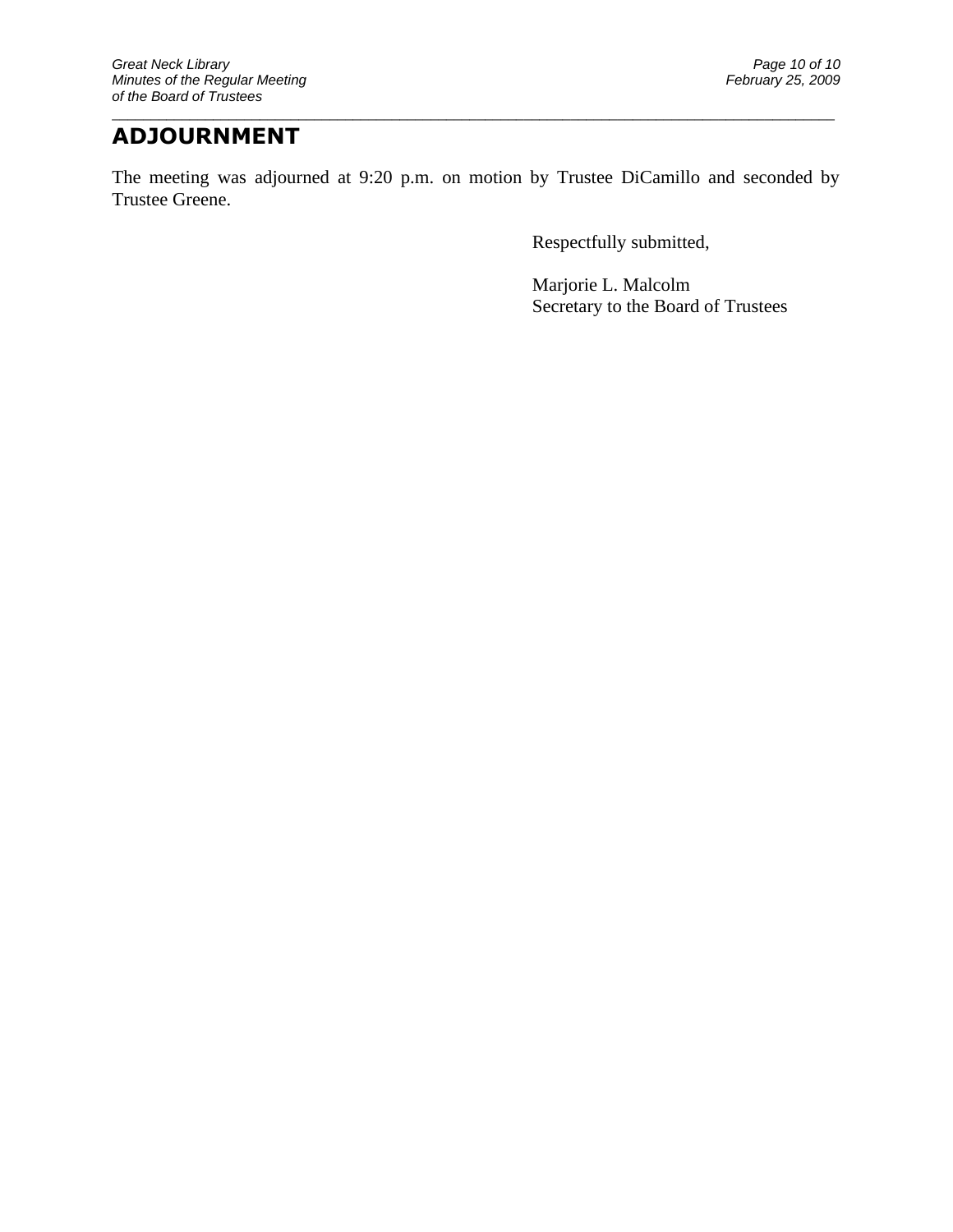# ADJOURNMENT

The meeting was adjourned at 9:20 p.m. on motion by Trustee DiCamillo and seconded by Trustee Greene.

Respectfully submitted,

Marjorie L. Malcolm
Secretary to the Board of Trustees